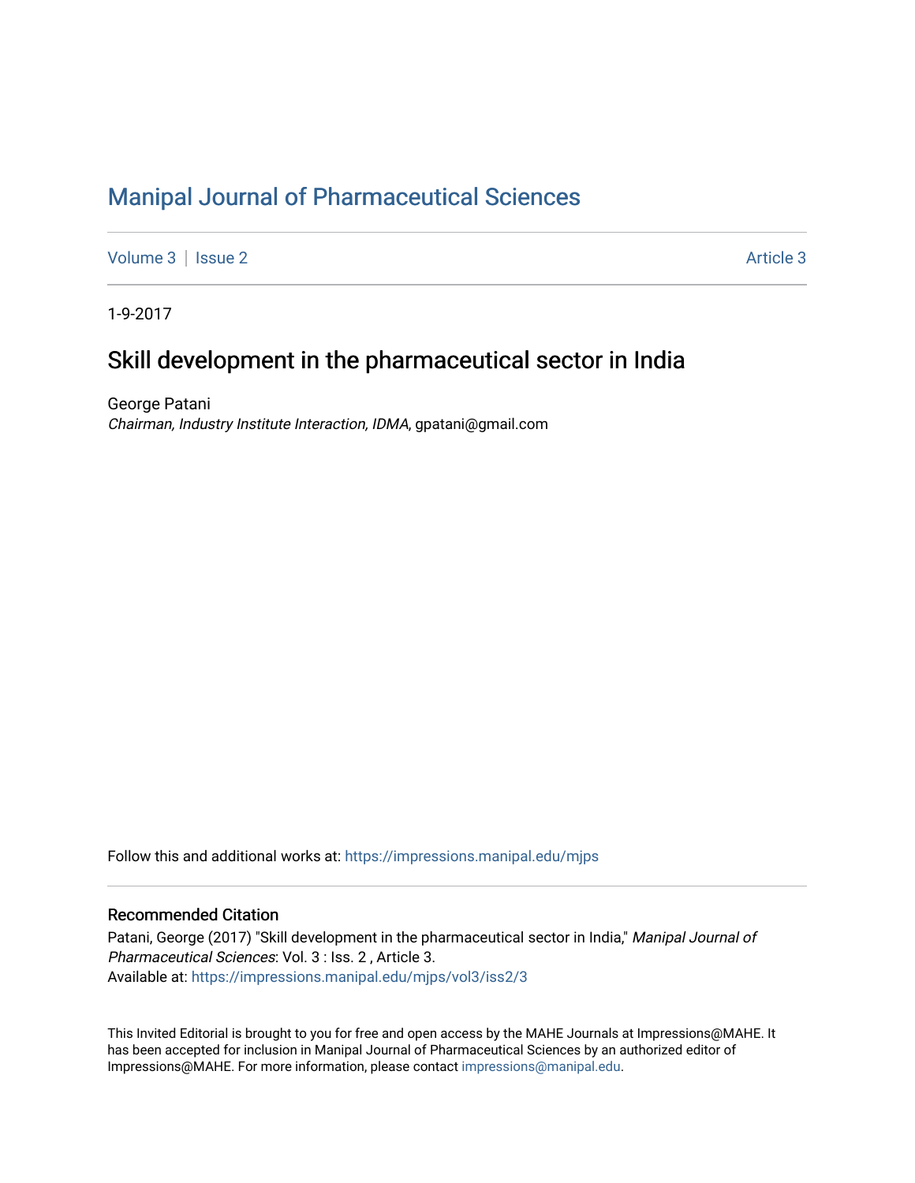# Manipal Journal of Pharmaceutical Sciences

Volume 3 | Issue 2 Article 3

1-9-2017

## Skill development in the pharmaceutical sector in India

George Patani
*Chairman, Industry Institute Interaction, IDMA*, gpatani@gmail.com

Follow this and additional works at: https://impressions.manipal.edu/mjps

### Recommended Citation

Patani, George (2017) "Skill development in the pharmaceutical sector in India," *Manipal Journal of Pharmaceutical Sciences*: Vol. 3 : Iss. 2 , Article 3.
Available at: https://impressions.manipal.edu/mjps/vol3/iss2/3

This Invited Editorial is brought to you for free and open access by the MAHE Journals at Impressions@MAHE. It has been accepted for inclusion in Manipal Journal of Pharmaceutical Sciences by an authorized editor of Impressions@MAHE. For more information, please contact impressions@manipal.edu.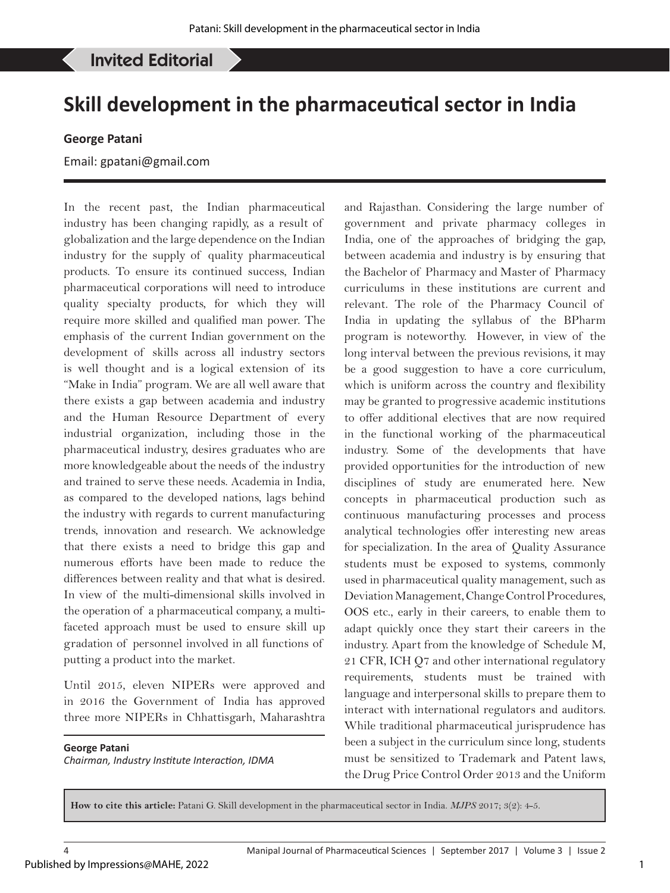Invited Editorial

# Skill development in the pharmaceutical sector in India

**George Patani**

Email: gpatani@gmail.com

In the recent past, the Indian pharmaceutical industry has been changing rapidly, as a result of globalization and the large dependence on the Indian industry for the supply of quality pharmaceutical products. To ensure its continued success, Indian pharmaceutical corporations will need to introduce quality specialty products, for which they will require more skilled and qualified man power. The emphasis of the current Indian government on the development of skills across all industry sectors is well thought and is a logical extension of its "Make in India" program. We are all well aware that there exists a gap between academia and industry and the Human Resource Department of every industrial organization, including those in the pharmaceutical industry, desires graduates who are more knowledgeable about the needs of the industry and trained to serve these needs. Academia in India, as compared to the developed nations, lags behind the industry with regards to current manufacturing trends, innovation and research. We acknowledge that there exists a need to bridge this gap and numerous efforts have been made to reduce the differences between reality and that what is desired. In view of the multi-dimensional skills involved in the operation of a pharmaceutical company, a multi-faceted approach must be used to ensure skill up gradation of personnel involved in all functions of putting a product into the market.

Until 2015, eleven NIPERs were approved and in 2016 the Government of India has approved three more NIPERs in Chhattisgarh, Maharashtra and Rajasthan. Considering the large number of government and private pharmacy colleges in India, one of the approaches of bridging the gap, between academia and industry is by ensuring that the Bachelor of Pharmacy and Master of Pharmacy curriculums in these institutions are current and relevant. The role of the Pharmacy Council of India in updating the syllabus of the BPharm program is noteworthy. However, in view of the long interval between the previous revisions, it may be a good suggestion to have a core curriculum, which is uniform across the country and flexibility may be granted to progressive academic institutions to offer additional electives that are now required in the functional working of the pharmaceutical industry. Some of the developments that have provided opportunities for the introduction of new disciplines of study are enumerated here. New concepts in pharmaceutical production such as continuous manufacturing processes and process analytical technologies offer interesting new areas for specialization. In the area of Quality Assurance students must be exposed to systems, commonly used in pharmaceutical quality management, such as Deviation Management, Change Control Procedures, OOS etc., early in their careers, to enable them to adapt quickly once they start their careers in the industry. Apart from the knowledge of Schedule M, 21 CFR, ICH Q7 and other international regulatory requirements, students must be trained with language and interpersonal skills to prepare them to interact with international regulators and auditors. While traditional pharmaceutical jurisprudence has been a subject in the curriculum since long, students must be sensitized to Trademark and Patent laws, the Drug Price Control Order 2013 and the Uniform

**George Patani**
*Chairman, Industry Institute Interaction, IDMA*

**How to cite this article:** Patani G. Skill development in the pharmaceutical sector in India. *MJPS* 2017; 3(2): 4–5.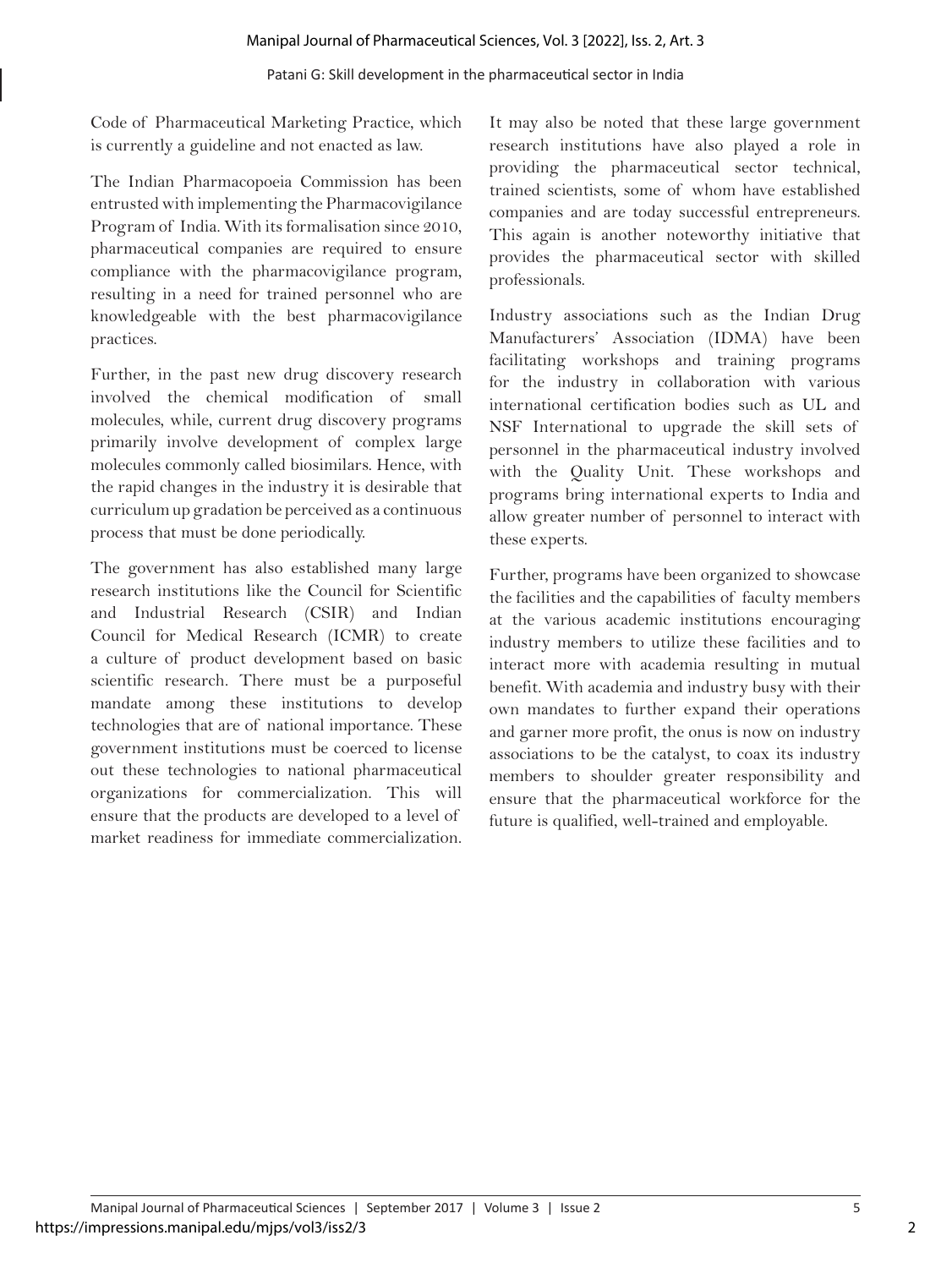Code of Pharmaceutical Marketing Practice, which is currently a guideline and not enacted as law.

The Indian Pharmacopoeia Commission has been entrusted with implementing the Pharmacovigilance Program of India. With its formalisation since 2010, pharmaceutical companies are required to ensure compliance with the pharmacovigilance program, resulting in a need for trained personnel who are knowledgeable with the best pharmacovigilance practices.

Further, in the past new drug discovery research involved the chemical modification of small molecules, while, current drug discovery programs primarily involve development of complex large molecules commonly called biosimilars. Hence, with the rapid changes in the industry it is desirable that curriculum up gradation be perceived as a continuous process that must be done periodically.

The government has also established many large research institutions like the Council for Scientific and Industrial Research (CSIR) and Indian Council for Medical Research (ICMR) to create a culture of product development based on basic scientific research. There must be a purposeful mandate among these institutions to develop technologies that are of national importance. These government institutions must be coerced to license out these technologies to national pharmaceutical organizations for commercialization. This will ensure that the products are developed to a level of market readiness for immediate commercialization.

It may also be noted that these large government research institutions have also played a role in providing the pharmaceutical sector technical, trained scientists, some of whom have established companies and are today successful entrepreneurs. This again is another noteworthy initiative that provides the pharmaceutical sector with skilled professionals.

Industry associations such as the Indian Drug Manufacturers' Association (IDMA) have been facilitating workshops and training programs for the industry in collaboration with various international certification bodies such as UL and NSF International to upgrade the skill sets of personnel in the pharmaceutical industry involved with the Quality Unit. These workshops and programs bring international experts to India and allow greater number of personnel to interact with these experts.

Further, programs have been organized to showcase the facilities and the capabilities of faculty members at the various academic institutions encouraging industry members to utilize these facilities and to interact more with academia resulting in mutual benefit. With academia and industry busy with their own mandates to further expand their operations and garner more profit, the onus is now on industry associations to be the catalyst, to coax its industry members to shoulder greater responsibility and ensure that the pharmaceutical workforce for the future is qualified, well-trained and employable.